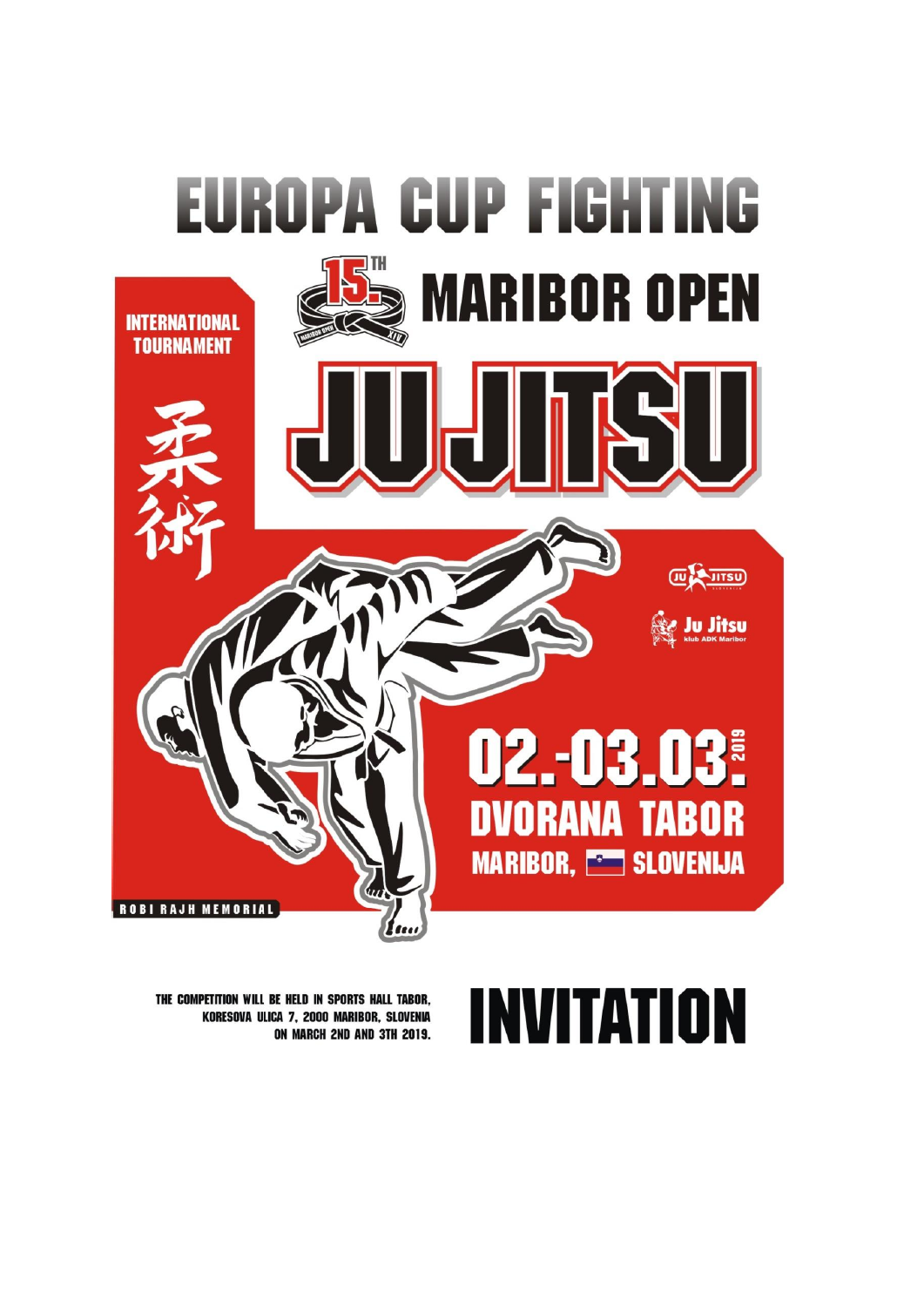# EUROPA CUP FIGHTING

## 15TH MARIBOR OPEN

INTERNATIONAL TOURNAMENT

# JU JITSU

柔術

JU JITSU SLOVENIJA

Ju Jitsu klub ADK Maribor

**02.-03.03.2019**

**DVORANA TABOR**

**MARIBOR, SLOVENIJA**

ROBI RAJH MEMORIAL

THE COMPETITION WILL BE HELD IN SPORTS HALL TABOR, KORESOVA ULICA 7, 2000 MARIBOR, SLOVENIA ON MARCH 2ND AND 3TH 2019.

# INVITATION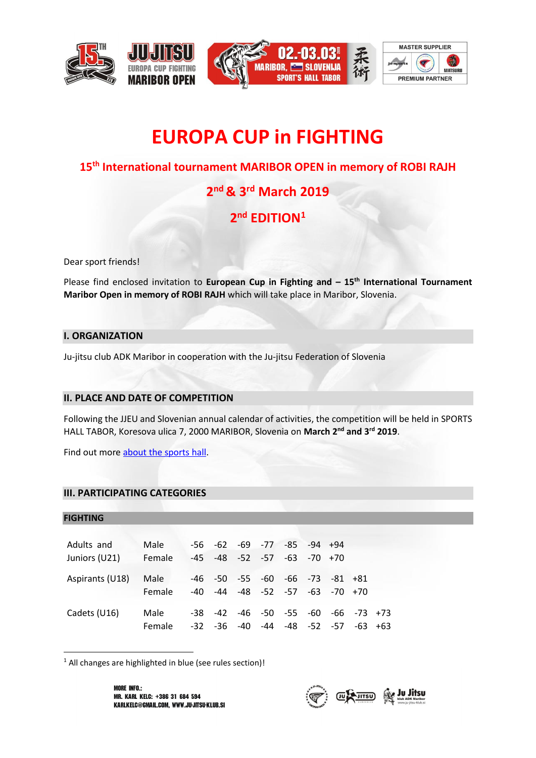# EUROPA CUP in FIGHTING

## 15th International tournament MARIBOR OPEN in memory of ROBI RAJH

## 2nd & 3rd March 2019

## 2nd EDITION[1]

Dear sport friends!

Please find enclosed invitation to **European Cup in Fighting and – 15th International Tournament Maribor Open in memory of ROBI RAJH** which will take place in Maribor, Slovenia.

## I. ORGANIZATION

Ju-jitsu club ADK Maribor in cooperation with the Ju-jitsu Federation of Slovenia

## II. PLACE AND DATE OF COMPETITION

Following the JJEU and Slovenian annual calendar of activities, the competition will be held in SPORTS HALL TABOR, Koresova ulica 7, 2000 MARIBOR, Slovenia on **March 2nd and 3rd 2019**.

Find out more about the sports hall.

## III. PARTICIPATING CATEGORIES

### FIGHTING

| | | | | | | | | | | |
|---|---|---|---|---|---|---|---|---|---|---|
| Adults and Juniors (U21) | Male | -56 | -62 | -69 | -77 | -85 | -94 | +94 | | |
| | Female | -45 | -48 | -52 | -57 | -63 | -70 | +70 | | |
| Aspirants (U18) | Male | -46 | -50 | -55 | -60 | -66 | -73 | -81 | +81 | |
| | Female | -40 | -44 | -48 | -52 | -57 | -63 | -70 | +70 | |
| Cadets (U16) | Male | -38 | -42 | -46 | -50 | -55 | -60 | -66 | -73 | +73 |
| | Female | -32 | -36 | -40 | -44 | -48 | -52 | -57 | -63 | +63 |

[1] All changes are highlighted in blue (see rules section)!

MORE INFO.:
MR. KARL KELC: +386 31 684 594
KARLKELC@GMAIL.COM, WWW.JU-JITSU-KLUB.SI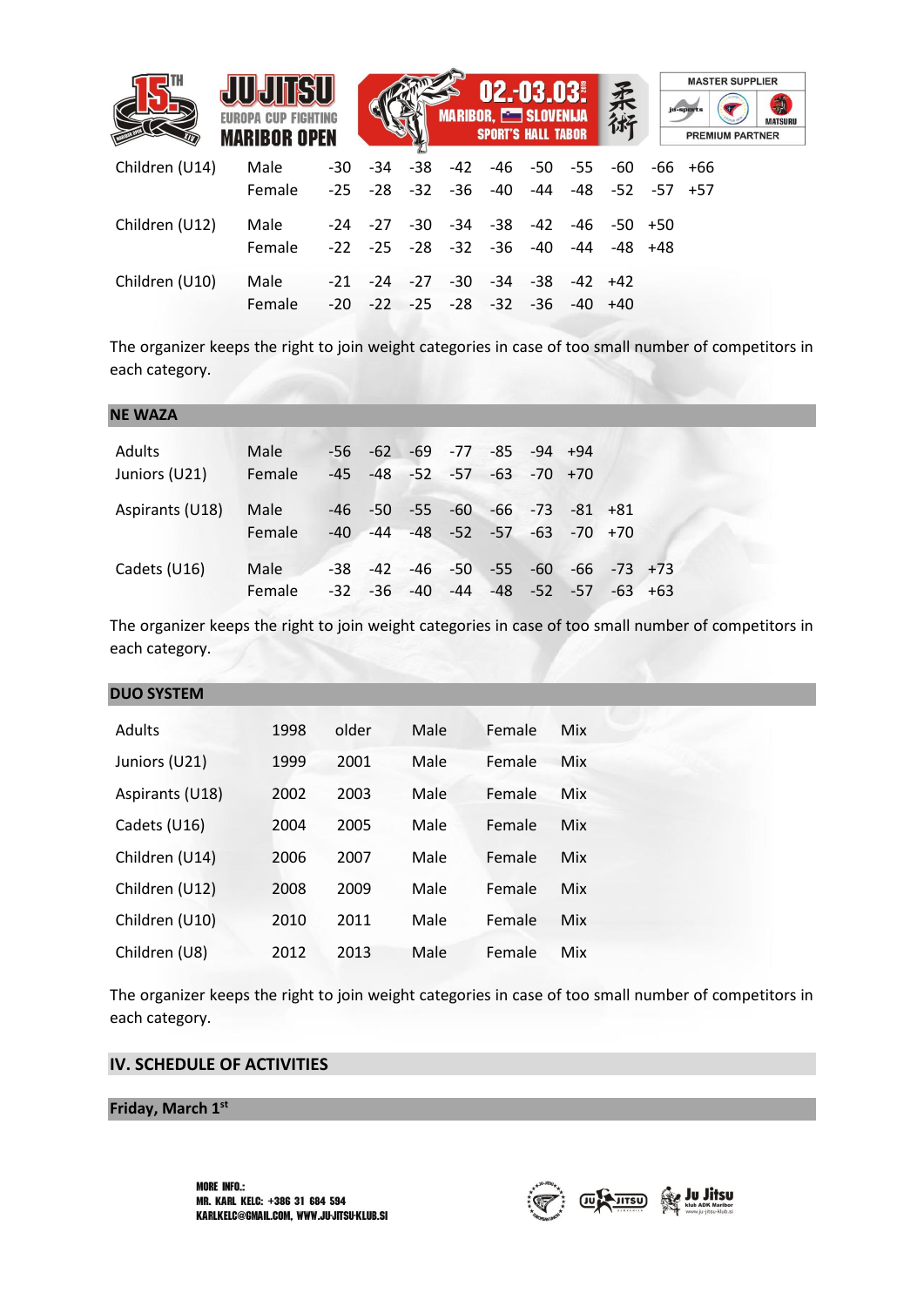| | | | | | | | | | | | |
|---|---|---|---|---|---|---|---|---|---|---|---|
| Children (U14) | Male | -30 | -34 | -38 | -42 | -46 | -50 | -55 | -60 | -66 | +66 |
| | Female | -25 | -28 | -32 | -36 | -40 | -44 | -48 | -52 | -57 | +57 |
| Children (U12) | Male | -24 | -27 | -30 | -34 | -38 | -42 | -46 | -50 | +50 | |
| | Female | -22 | -25 | -28 | -32 | -36 | -40 | -44 | -48 | +48 | |
| Children (U10) | Male | -21 | -24 | -27 | -30 | -34 | -38 | -42 | +42 | | |
| | Female | -20 | -22 | -25 | -28 | -32 | -36 | -40 | +40 | | |

The organizer keeps the right to join weight categories in case of too small number of competitors in each category.

## NE WAZA

| | | | | | | | | | | |
|---|---|---|---|---|---|---|---|---|---|---|
| Adults | Male | -56 | -62 | -69 | -77 | -85 | -94 | +94 | | |
| Juniors (U21) | Female | -45 | -48 | -52 | -57 | -63 | -70 | +70 | | |
| Aspirants (U18) | Male | -46 | -50 | -55 | -60 | -66 | -73 | -81 | +81 | |
| | Female | -40 | -44 | -48 | -52 | -57 | -63 | -70 | +70 | |
| Cadets (U16) | Male | -38 | -42 | -46 | -50 | -55 | -60 | -66 | -73 | +73 |
| | Female | -32 | -36 | -40 | -44 | -48 | -52 | -57 | -63 | +63 |

The organizer keeps the right to join weight categories in case of too small number of competitors in each category.

## DUO SYSTEM

| | | | | | |
|---|---|---|---|---|---|
| Adults | 1998 | older | Male | Female | Mix |
| Juniors (U21) | 1999 | 2001 | Male | Female | Mix |
| Aspirants (U18) | 2002 | 2003 | Male | Female | Mix |
| Cadets (U16) | 2004 | 2005 | Male | Female | Mix |
| Children (U14) | 2006 | 2007 | Male | Female | Mix |
| Children (U12) | 2008 | 2009 | Male | Female | Mix |
| Children (U10) | 2010 | 2011 | Male | Female | Mix |
| Children (U8) | 2012 | 2013 | Male | Female | Mix |

The organizer keeps the right to join weight categories in case of too small number of competitors in each category.

## IV. SCHEDULE OF ACTIVITIES

### Friday, March 1st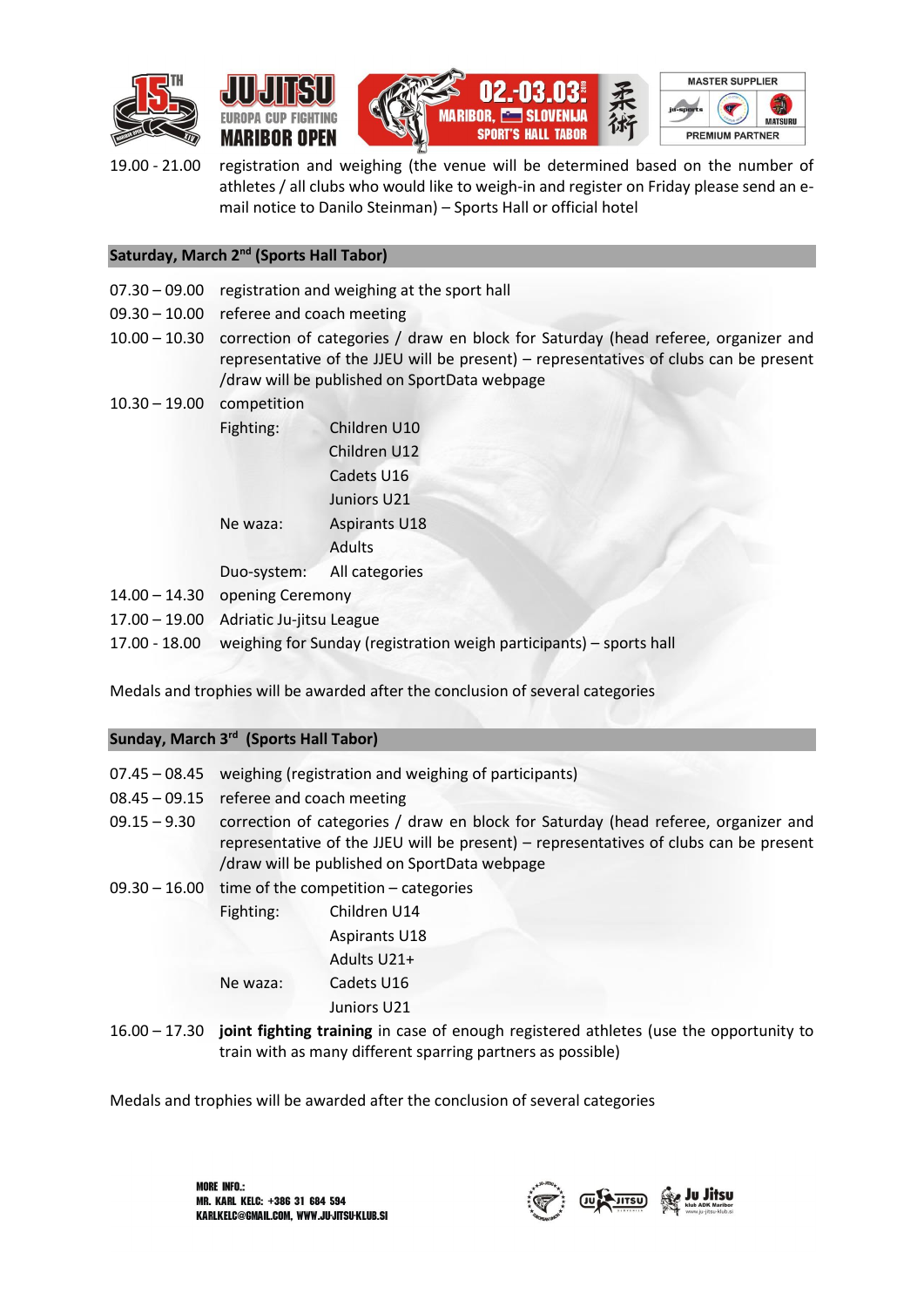19.00 - 21.00 registration and weighing (the venue will be determined based on the number of athletes / all clubs who would like to weigh-in and register on Friday please send an e-mail notice to Danilo Steinman) – Sports Hall or official hotel

## Saturday, March 2nd (Sports Hall Tabor)

07.30 – 09.00 registration and weighing at the sport hall

09.30 – 10.00 referee and coach meeting

10.00 – 10.30 correction of categories / draw en block for Saturday (head referee, organizer and representative of the JJEU will be present) – representatives of clubs can be present /draw will be published on SportData webpage

10.30 – 19.00 competition

| | |
|---|---|
| Fighting: | Children U10 |
| | Children U12 |
| | Cadets U16 |
| | Juniors U21 |
| Ne waza: | Aspirants U18 |
| | Adults |
| Duo-system: | All categories |

14.00 – 14.30 opening Ceremony

17.00 – 19.00 Adriatic Ju-jitsu League

17.00 - 18.00 weighing for Sunday (registration weigh participants) – sports hall

Medals and trophies will be awarded after the conclusion of several categories

## Sunday, March 3rd (Sports Hall Tabor)

07.45 – 08.45 weighing (registration and weighing of participants)

08.45 – 09.15 referee and coach meeting

09.15 – 9.30 correction of categories / draw en block for Saturday (head referee, organizer and representative of the JJEU will be present) – representatives of clubs can be present /draw will be published on SportData webpage

09.30 – 16.00 time of the competition – categories

| | |
|---|---|
| Fighting: | Children U14 |
| | Aspirants U18 |
| | Adults U21+ |
| Ne waza: | Cadets U16 |
| | Juniors U21 |

16.00 – 17.30 **joint fighting training** in case of enough registered athletes (use the opportunity to train with as many different sparring partners as possible)

Medals and trophies will be awarded after the conclusion of several categories

MORE INFO.:
MR. KARL KELC: +386 31 684 594
KARLKELC@GMAIL.COM, WWW.JU-JITSU-KLUB.SI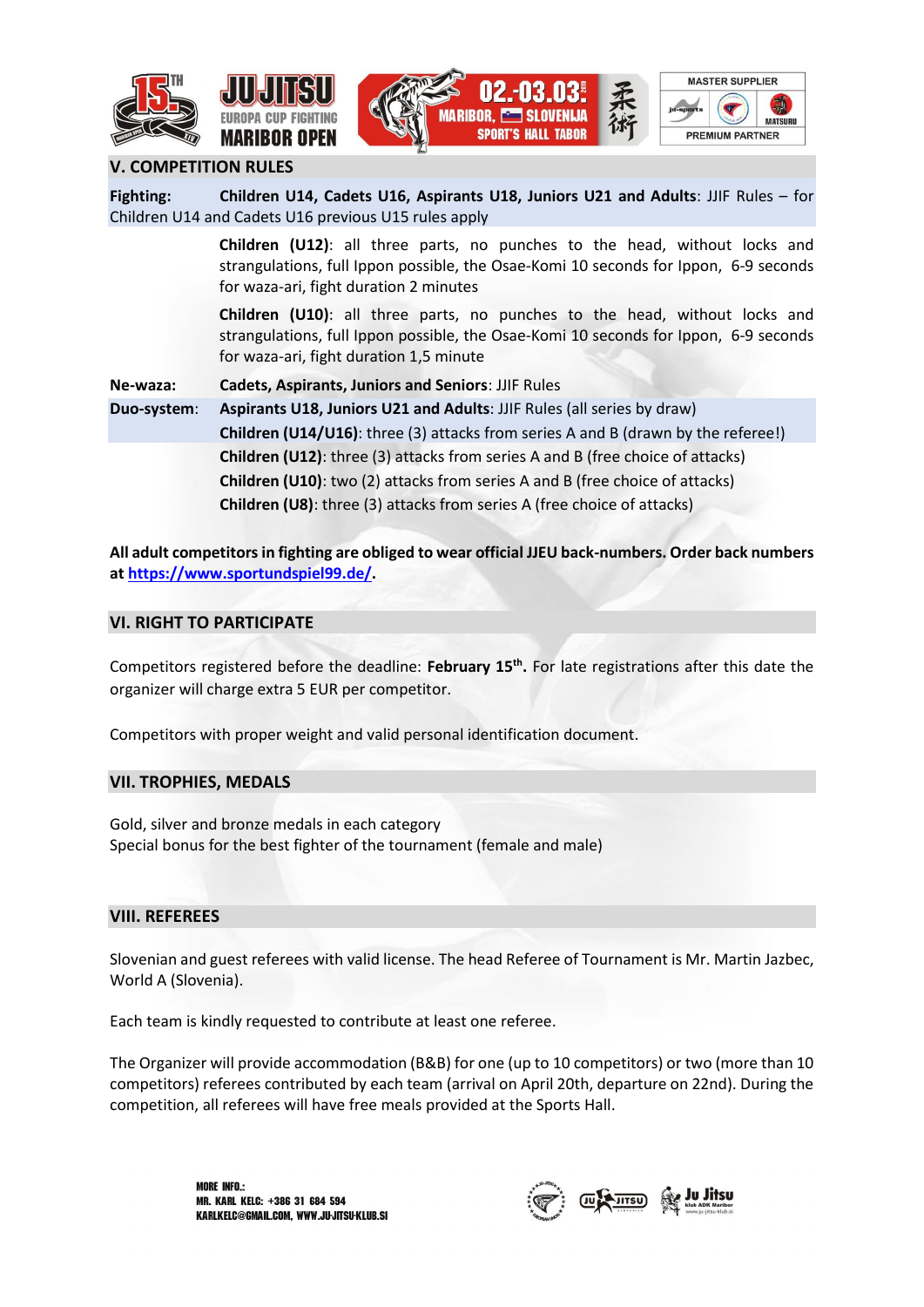## V. COMPETITION RULES

**Fighting:** **Children U14, Cadets U16, Aspirants U18, Juniors U21 and Adults**: JJIF Rules – for Children U14 and Cadets U16 previous U15 rules apply

**Children (U12)**: all three parts, no punches to the head, without locks and strangulations, full Ippon possible, the Osae-Komi 10 seconds for Ippon, 6-9 seconds for waza-ari, fight duration 2 minutes

**Children (U10)**: all three parts, no punches to the head, without locks and strangulations, full Ippon possible, the Osae-Komi 10 seconds for Ippon, 6-9 seconds for waza-ari, fight duration 1,5 minute

**Ne-waza:** **Cadets, Aspirants, Juniors and Seniors**: JJIF Rules

**Duo-system:** **Aspirants U18, Juniors U21 and Adults**: JJIF Rules (all series by draw)

**Children (U14/U16)**: three (3) attacks from series A and B (drawn by the referee!)

**Children (U12)**: three (3) attacks from series A and B (free choice of attacks)

**Children (U10)**: two (2) attacks from series A and B (free choice of attacks)

**Children (U8)**: three (3) attacks from series A (free choice of attacks)

**All adult competitors in fighting are obliged to wear official JJEU back-numbers. Order back numbers at https://www.sportundspiel99.de/.**

## VI. RIGHT TO PARTICIPATE

Competitors registered before the deadline: **February 15th.** For late registrations after this date the organizer will charge extra 5 EUR per competitor.

Competitors with proper weight and valid personal identification document.

## VII. TROPHIES, MEDALS

Gold, silver and bronze medals in each category
Special bonus for the best fighter of the tournament (female and male)

## VIII. REFEREES

Slovenian and guest referees with valid license. The head Referee of Tournament is Mr. Martin Jazbec, World A (Slovenia).

Each team is kindly requested to contribute at least one referee.

The Organizer will provide accommodation (B&B) for one (up to 10 competitors) or two (more than 10 competitors) referees contributed by each team (arrival on April 20th, departure on 22nd). During the competition, all referees will have free meals provided at the Sports Hall.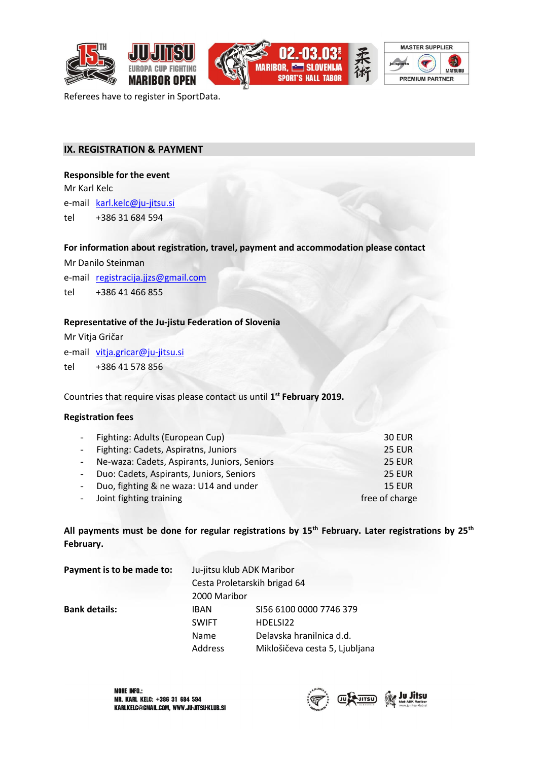Referees have to register in SportData.

## IX. REGISTRATION & PAYMENT

**Responsible for the event**

Mr Karl Kelc

e-mail karl.kelc@ju-jitsu.si

tel +386 31 684 594

**For information about registration, travel, payment and accommodation please contact**

Mr Danilo Steinman

e-mail registracija.jjzs@gmail.com

tel +386 41 466 855

**Representative of the Ju-jistu Federation of Slovenia**

Mr Vitja Gričar

e-mail vitja.gricar@ju-jitsu.si

tel +386 41 578 856

Countries that require visas please contact us until 1st **February 2019.**

**Registration fees**

| | |
|---|---|
| - Fighting: Adults (European Cup) | 30 EUR |
| - Fighting: Cadets, Aspiratns, Juniors | 25 EUR |
| - Ne-waza: Cadets, Aspirants, Juniors, Seniors | 25 EUR |
| - Duo: Cadets, Aspirants, Juniors, Seniors | 25 EUR |
| - Duo, fighting & ne waza: U14 and under | 15 EUR |
| - Joint fighting training | free of charge |

**All payments must be done for regular registrations by 15th February. Later registrations by 25th February.**

| | | |
|---|---|---|
| **Payment is to be made to:** | Ju-jitsu klub ADK Maribor<br>Cesta Proletarskih brigad 64<br>2000 Maribor | |
| **Bank details:** | IBAN | SI56 6100 0000 7746 379 |
| | SWIFT | HDELSI22 |
| | Name | Delavska hranilnica d.d. |
| | Address | Miklošičeva cesta 5, Ljubljana |

MORE INFO.:
MR. KARL KELC: +386 31 684 594
KARLKELC@GMAIL.COM, WWW.JU-JITSU-KLUB.SI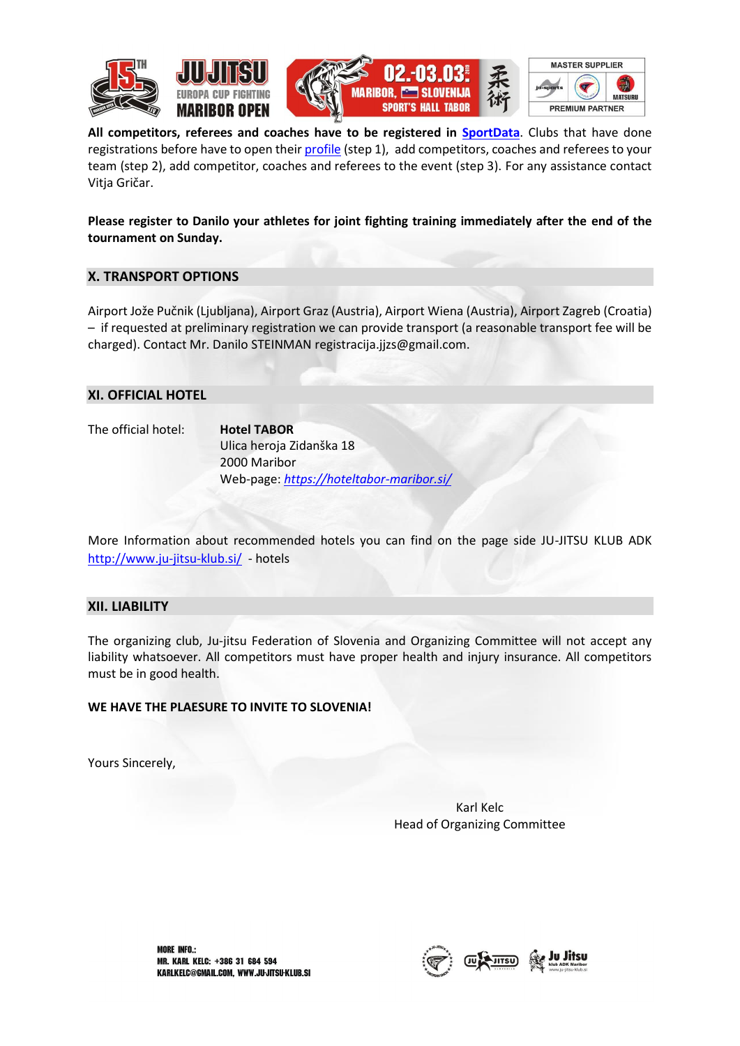**All competitors, referees and coaches have to be registered in SportData**. Clubs that have done registrations before have to open their profile (step 1), add competitors, coaches and referees to your team (step 2), add competitor, coaches and referees to the event (step 3). For any assistance contact Vitja Gričar.

**Please register to Danilo your athletes for joint fighting training immediately after the end of the tournament on Sunday.**

## X. TRANSPORT OPTIONS

Airport Jože Pučnik (Ljubljana), Airport Graz (Austria), Airport Wiena (Austria), Airport Zagreb (Croatia) – if requested at preliminary registration we can provide transport (a reasonable transport fee will be charged). Contact Mr. Danilo STEINMAN registracija.jjzs@gmail.com.

## XI. OFFICIAL HOTEL

The official hotel: **Hotel TABOR**
Ulica heroja Zidanška 18
2000 Maribor
Web-page: *https://hoteltabor-maribor.si/*

More Information about recommended hotels you can find on the page side JU-JITSU KLUB ADK http://www.ju-jitsu-klub.si/ - hotels

## XII. LIABILITY

The organizing club, Ju-jitsu Federation of Slovenia and Organizing Committee will not accept any liability whatsoever. All competitors must have proper health and injury insurance. All competitors must be in good health.

**WE HAVE THE PLEASURE TO INVITE TO SLOVENIA!**

Yours Sincerely,

Karl Kelc
Head of Organizing Committee